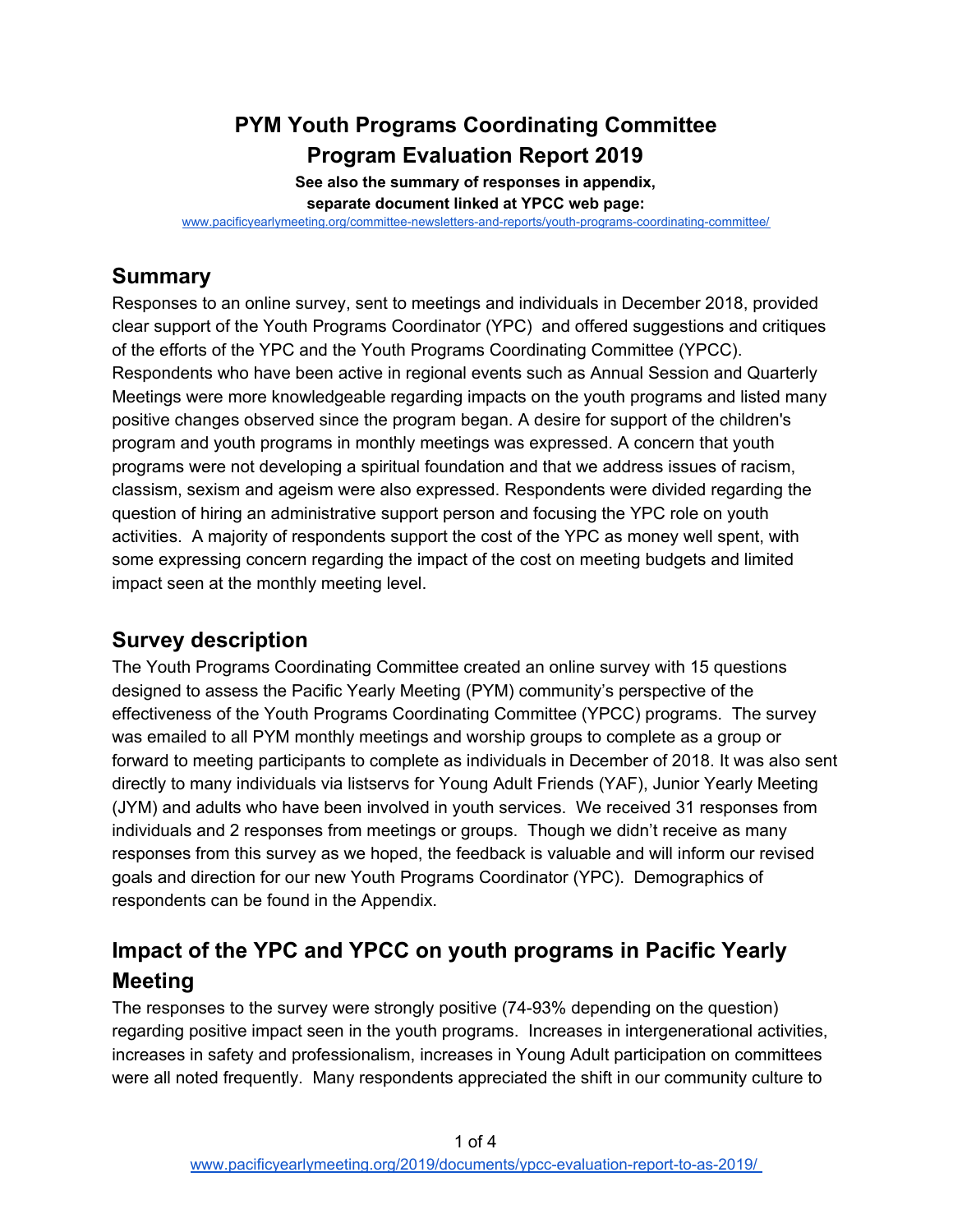# PYM Youth Programs Coordinating Committee
# Program Evaluation Report 2019

**See also the summary of responses in appendix,**
**separate document linked at YPCC web page:**
www.pacificyearlymeeting.org/committee-newsletters-and-reports/youth-programs-coordinating-committee/

## Summary

Responses to an online survey, sent to meetings and individuals in December 2018, provided clear support of the Youth Programs Coordinator (YPC) and offered suggestions and critiques of the efforts of the YPC and the Youth Programs Coordinating Committee (YPCC). Respondents who have been active in regional events such as Annual Session and Quarterly Meetings were more knowledgeable regarding impacts on the youth programs and listed many positive changes observed since the program began. A desire for support of the children's program and youth programs in monthly meetings was expressed. A concern that youth programs were not developing a spiritual foundation and that we address issues of racism, classism, sexism and ageism were also expressed. Respondents were divided regarding the question of hiring an administrative support person and focusing the YPC role on youth activities. A majority of respondents support the cost of the YPC as money well spent, with some expressing concern regarding the impact of the cost on meeting budgets and limited impact seen at the monthly meeting level.

## Survey description

The Youth Programs Coordinating Committee created an online survey with 15 questions designed to assess the Pacific Yearly Meeting (PYM) community's perspective of the effectiveness of the Youth Programs Coordinating Committee (YPCC) programs. The survey was emailed to all PYM monthly meetings and worship groups to complete as a group or forward to meeting participants to complete as individuals in December of 2018. It was also sent directly to many individuals via listservs for Young Adult Friends (YAF), Junior Yearly Meeting (JYM) and adults who have been involved in youth services. We received 31 responses from individuals and 2 responses from meetings or groups. Though we didn't receive as many responses from this survey as we hoped, the feedback is valuable and will inform our revised goals and direction for our new Youth Programs Coordinator (YPC). Demographics of respondents can be found in the Appendix.

## Impact of the YPC and YPCC on youth programs in Pacific Yearly Meeting

The responses to the survey were strongly positive (74-93% depending on the question) regarding positive impact seen in the youth programs. Increases in intergenerational activities, increases in safety and professionalism, increases in Young Adult participation on committees were all noted frequently. Many respondents appreciated the shift in our community culture to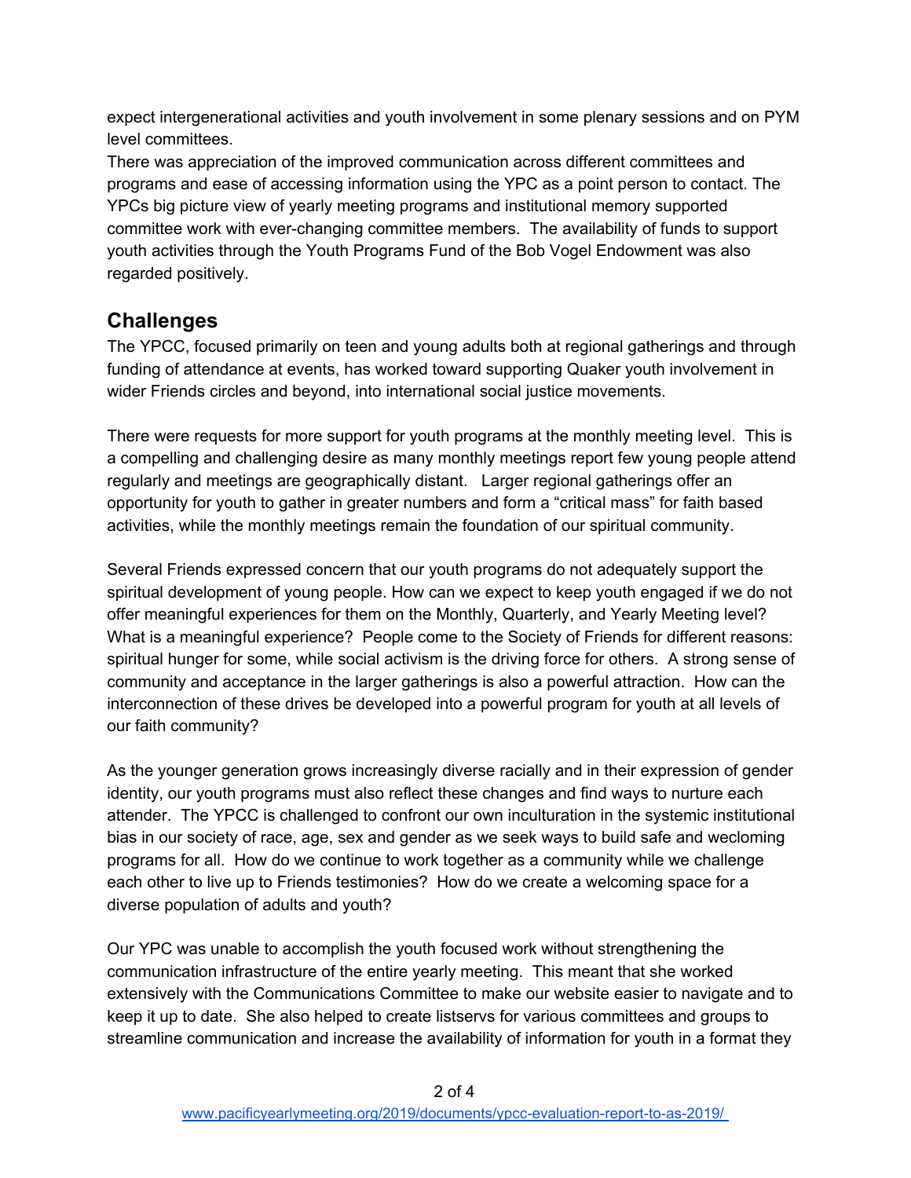expect intergenerational activities and youth involvement in some plenary sessions and on PYM level committees.
There was appreciation of the improved communication across different committees and programs and ease of accessing information using the YPC as a point person to contact. The YPCs big picture view of yearly meeting programs and institutional memory supported committee work with ever-changing committee members. The availability of funds to support youth activities through the Youth Programs Fund of the Bob Vogel Endowment was also regarded positively.

## Challenges

The YPCC, focused primarily on teen and young adults both at regional gatherings and through funding of attendance at events, has worked toward supporting Quaker youth involvement in wider Friends circles and beyond, into international social justice movements.

There were requests for more support for youth programs at the monthly meeting level. This is a compelling and challenging desire as many monthly meetings report few young people attend regularly and meetings are geographically distant. Larger regional gatherings offer an opportunity for youth to gather in greater numbers and form a "critical mass" for faith based activities, while the monthly meetings remain the foundation of our spiritual community.

Several Friends expressed concern that our youth programs do not adequately support the spiritual development of young people. How can we expect to keep youth engaged if we do not offer meaningful experiences for them on the Monthly, Quarterly, and Yearly Meeting level? What is a meaningful experience? People come to the Society of Friends for different reasons: spiritual hunger for some, while social activism is the driving force for others. A strong sense of community and acceptance in the larger gatherings is also a powerful attraction. How can the interconnection of these drives be developed into a powerful program for youth at all levels of our faith community?

As the younger generation grows increasingly diverse racially and in their expression of gender identity, our youth programs must also reflect these changes and find ways to nurture each attender. The YPCC is challenged to confront our own inculturation in the systemic institutional bias in our society of race, age, sex and gender as we seek ways to build safe and wecloming programs for all. How do we continue to work together as a community while we challenge each other to live up to Friends testimonies? How do we create a welcoming space for a diverse population of adults and youth?

Our YPC was unable to accomplish the youth focused work without strengthening the communication infrastructure of the entire yearly meeting. This meant that she worked extensively with the Communications Committee to make our website easier to navigate and to keep it up to date. She also helped to create listservs for various committees and groups to streamline communication and increase the availability of information for youth in a format they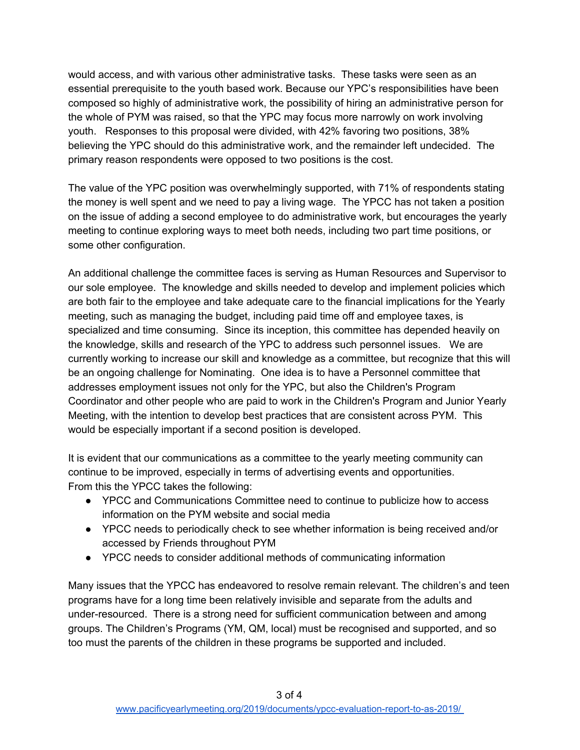would access, and with various other administrative tasks. These tasks were seen as an essential prerequisite to the youth based work. Because our YPC's responsibilities have been composed so highly of administrative work, the possibility of hiring an administrative person for the whole of PYM was raised, so that the YPC may focus more narrowly on work involving youth. Responses to this proposal were divided, with 42% favoring two positions, 38% believing the YPC should do this administrative work, and the remainder left undecided. The primary reason respondents were opposed to two positions is the cost.

The value of the YPC position was overwhelmingly supported, with 71% of respondents stating the money is well spent and we need to pay a living wage. The YPCC has not taken a position on the issue of adding a second employee to do administrative work, but encourages the yearly meeting to continue exploring ways to meet both needs, including two part time positions, or some other configuration.

An additional challenge the committee faces is serving as Human Resources and Supervisor to our sole employee. The knowledge and skills needed to develop and implement policies which are both fair to the employee and take adequate care to the financial implications for the Yearly meeting, such as managing the budget, including paid time off and employee taxes, is specialized and time consuming. Since its inception, this committee has depended heavily on the knowledge, skills and research of the YPC to address such personnel issues. We are currently working to increase our skill and knowledge as a committee, but recognize that this will be an ongoing challenge for Nominating. One idea is to have a Personnel committee that addresses employment issues not only for the YPC, but also the Children's Program Coordinator and other people who are paid to work in the Children's Program and Junior Yearly Meeting, with the intention to develop best practices that are consistent across PYM. This would be especially important if a second position is developed.

It is evident that our communications as a committee to the yearly meeting community can continue to be improved, especially in terms of advertising events and opportunities.
From this the YPCC takes the following:

- YPCC and Communications Committee need to continue to publicize how to access information on the PYM website and social media
- YPCC needs to periodically check to see whether information is being received and/or accessed by Friends throughout PYM
- YPCC needs to consider additional methods of communicating information

Many issues that the YPCC has endeavored to resolve remain relevant. The children's and teen programs have for a long time been relatively invisible and separate from the adults and under-resourced. There is a strong need for sufficient communication between and among groups. The Children's Programs (YM, QM, local) must be recognised and supported, and so too must the parents of the children in these programs be supported and included.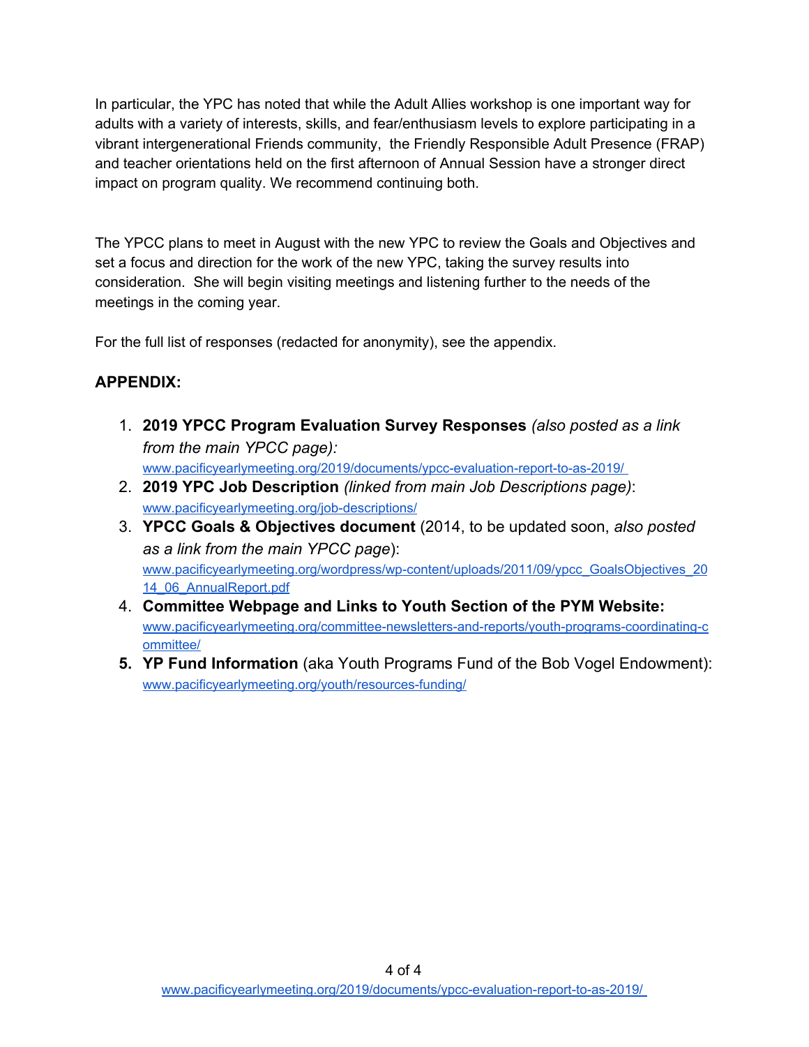In particular, the YPC has noted that while the Adult Allies workshop is one important way for adults with a variety of interests, skills, and fear/enthusiasm levels to explore participating in a vibrant intergenerational Friends community, the Friendly Responsible Adult Presence (FRAP) and teacher orientations held on the first afternoon of Annual Session have a stronger direct impact on program quality. We recommend continuing both.

The YPCC plans to meet in August with the new YPC to review the Goals and Objectives and set a focus and direction for the work of the new YPC, taking the survey results into consideration. She will begin visiting meetings and listening further to the needs of the meetings in the coming year.

For the full list of responses (redacted for anonymity), see the appendix.

## APPENDIX:

1. **2019 YPCC Program Evaluation Survey Responses** *(also posted as a link from the main YPCC page):* www.pacificyearlymeeting.org/2019/documents/ypcc-evaluation-report-to-as-2019/
2. **2019 YPC Job Description** *(linked from main Job Descriptions page)*: www.pacificyearlymeeting.org/job-descriptions/
3. **YPCC Goals & Objectives document** (2014, to be updated soon, *also posted as a link from the main YPCC page*): www.pacificyearlymeeting.org/wordpress/wp-content/uploads/2011/09/ypcc_GoalsObjectives_2014_06_AnnualReport.pdf
4. **Committee Webpage and Links to Youth Section of the PYM Website:** www.pacificyearlymeeting.org/committee-newsletters-and-reports/youth-programs-coordinating-committee/
5. **YP Fund Information** (aka Youth Programs Fund of the Bob Vogel Endowment): www.pacificyearlymeeting.org/youth/resources-funding/